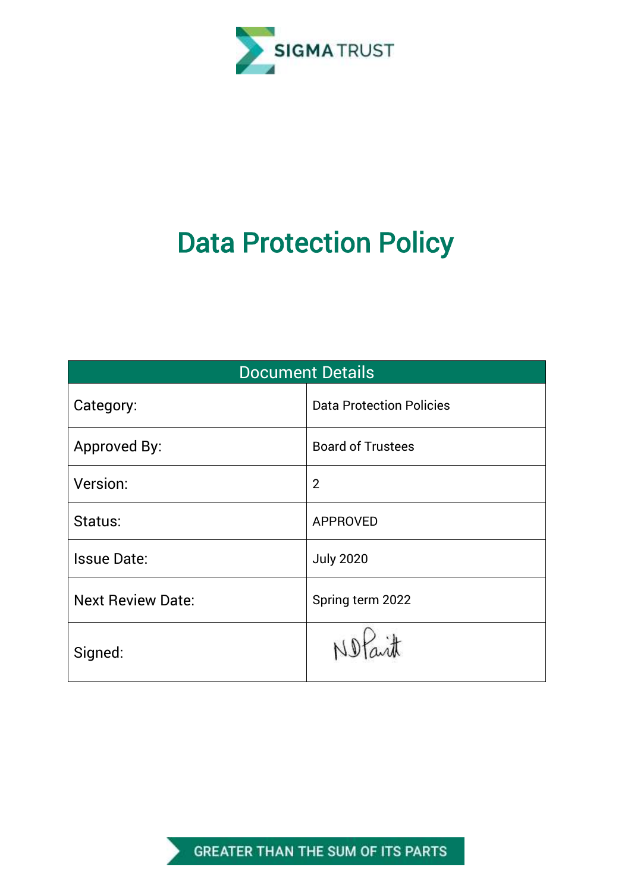SIGMA TRUST

# Data Protection Policy

| Document Details | |
| --- | --- |
| Category: | Data Protection Policies |
| Approved By: | Board of Trustees |
| Version: | 2 |
| Status: | APPROVED |
| Issue Date: | July 2020 |
| Next Review Date: | Spring term 2022 |
| Signed: | N D Parritt |

GREATER THAN THE SUM OF ITS PARTS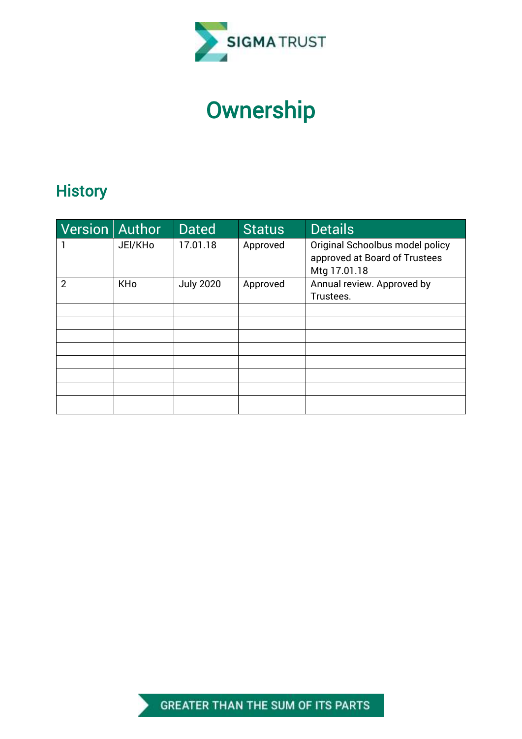# Ownership

## History

| Version | Author | Dated | Status | Details |
|---|---|---|---|---|
| 1 | JEl/KHo | 17.01.18 | Approved | Original Schoolbus model policy approved at Board of Trustees Mtg 17.01.18 |
| 2 | KHo | July 2020 | Approved | Annual review. Approved by Trustees. |
| | | | | |
| | | | | |
| | | | | |
| | | | | |
| | | | | |
| | | | | |
| | | | | |
| | | | | |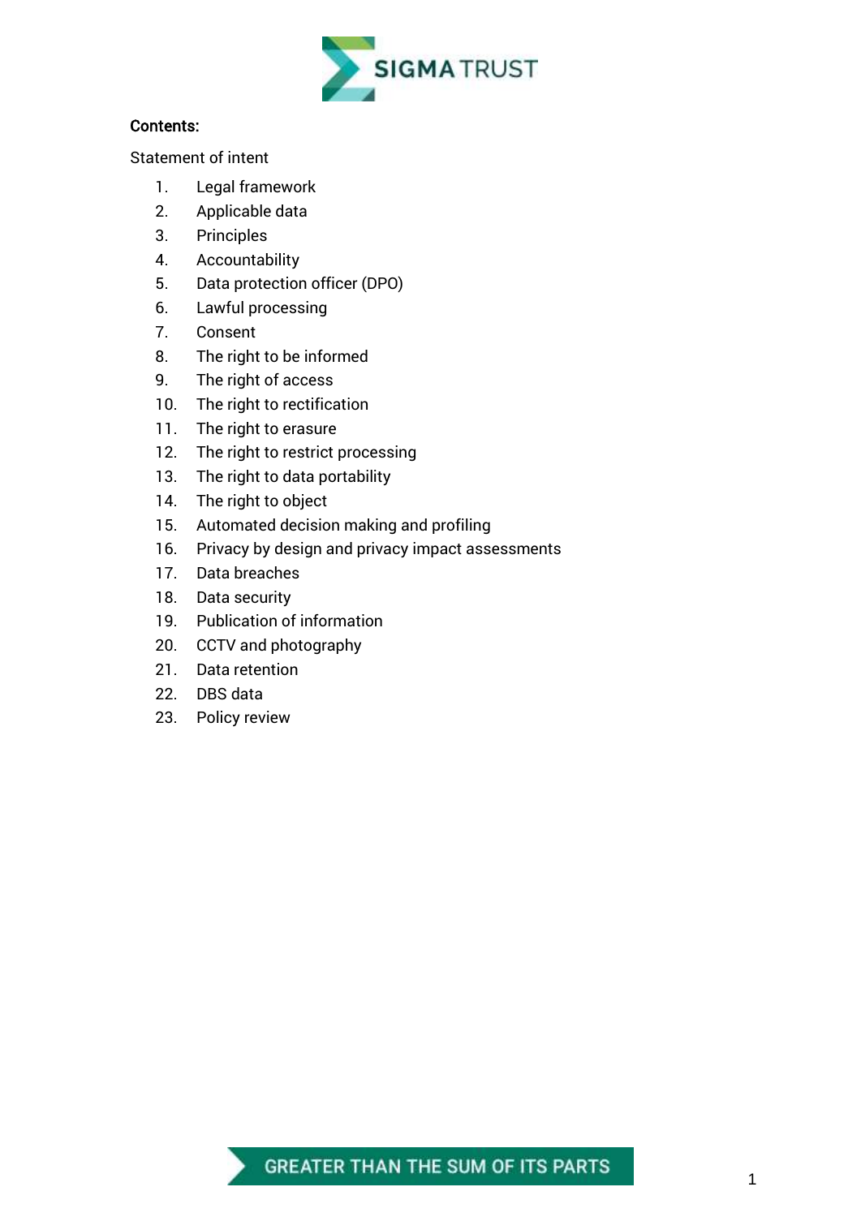**Contents:**

Statement of intent

1. Legal framework
2. Applicable data
3. Principles
4. Accountability
5. Data protection officer (DPO)
6. Lawful processing
7. Consent
8. The right to be informed
9. The right of access
10. The right to rectification
11. The right to erasure
12. The right to restrict processing
13. The right to data portability
14. The right to object
15. Automated decision making and profiling
16. Privacy by design and privacy impact assessments
17. Data breaches
18. Data security
19. Publication of information
20. CCTV and photography
21. Data retention
22. DBS data
23. Policy review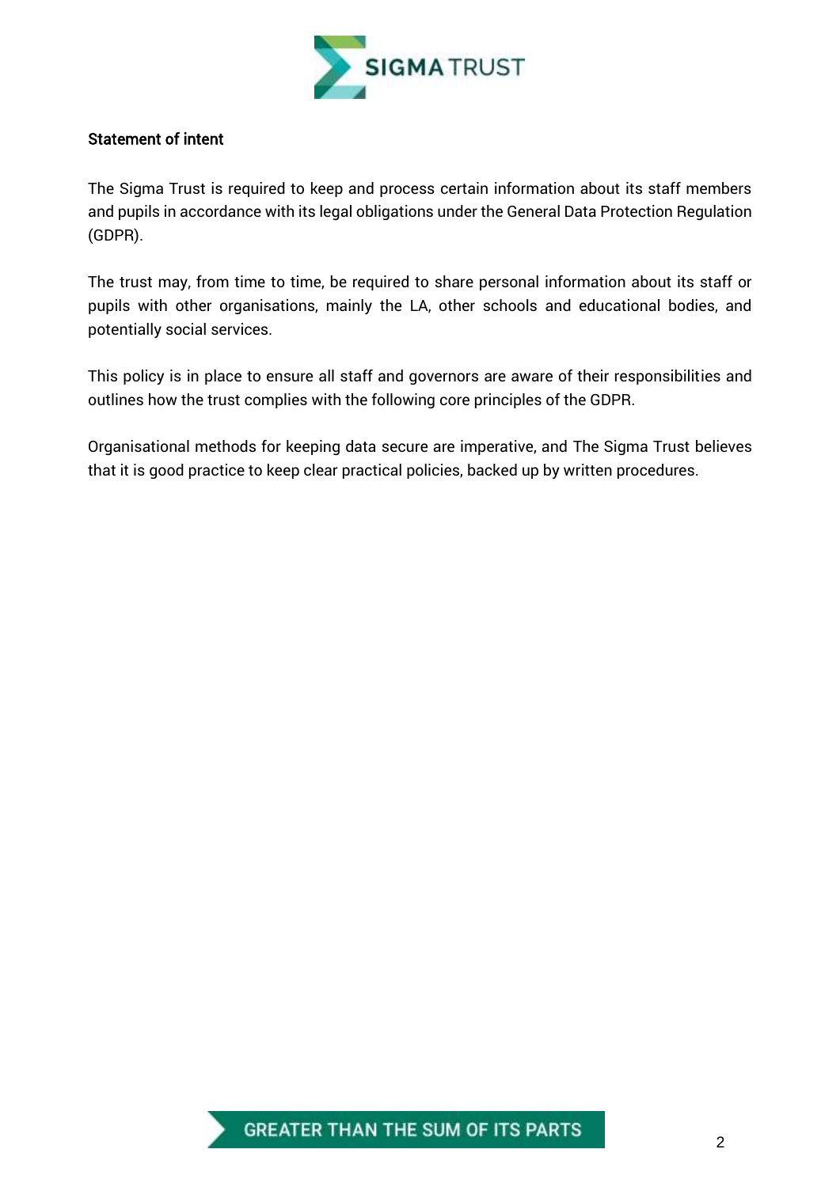**Statement of intent**

The Sigma Trust is required to keep and process certain information about its staff members and pupils in accordance with its legal obligations under the General Data Protection Regulation (GDPR).

The trust may, from time to time, be required to share personal information about its staff or pupils with other organisations, mainly the LA, other schools and educational bodies, and potentially social services.

This policy is in place to ensure all staff and governors are aware of their responsibilities and outlines how the trust complies with the following core principles of the GDPR.

Organisational methods for keeping data secure are imperative, and The Sigma Trust believes that it is good practice to keep clear practical policies, backed up by written procedures.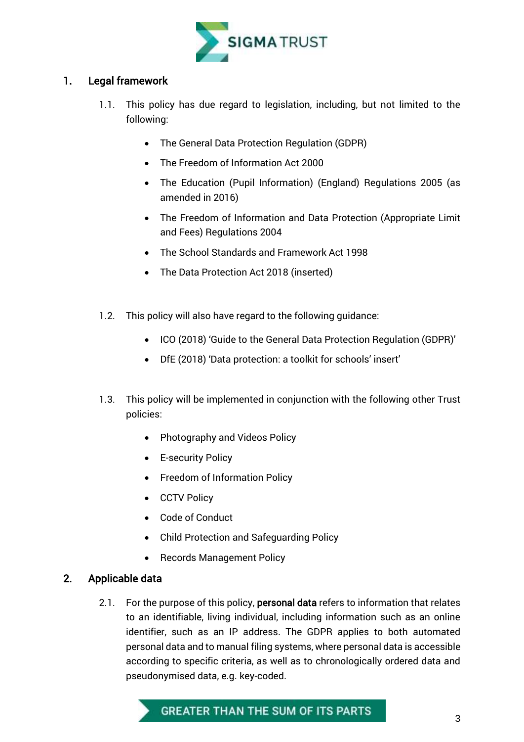## 1. Legal framework

1.1. This policy has due regard to legislation, including, but not limited to the following:

- The General Data Protection Regulation (GDPR)
- The Freedom of Information Act 2000
- The Education (Pupil Information) (England) Regulations 2005 (as amended in 2016)
- The Freedom of Information and Data Protection (Appropriate Limit and Fees) Regulations 2004
- The School Standards and Framework Act 1998
- The Data Protection Act 2018 (inserted)

1.2. This policy will also have regard to the following guidance:

- ICO (2018) 'Guide to the General Data Protection Regulation (GDPR)'
- DfE (2018) 'Data protection: a toolkit for schools' insert'

1.3. This policy will be implemented in conjunction with the following other Trust policies:

- Photography and Videos Policy
- E-security Policy
- Freedom of Information Policy
- CCTV Policy
- Code of Conduct
- Child Protection and Safeguarding Policy
- Records Management Policy

## 2. Applicable data

2.1. For the purpose of this policy, **personal data** refers to information that relates to an identifiable, living individual, including information such as an online identifier, such as an IP address. The GDPR applies to both automated personal data and to manual filing systems, where personal data is accessible according to specific criteria, as well as to chronologically ordered data and pseudonymised data, e.g. key-coded.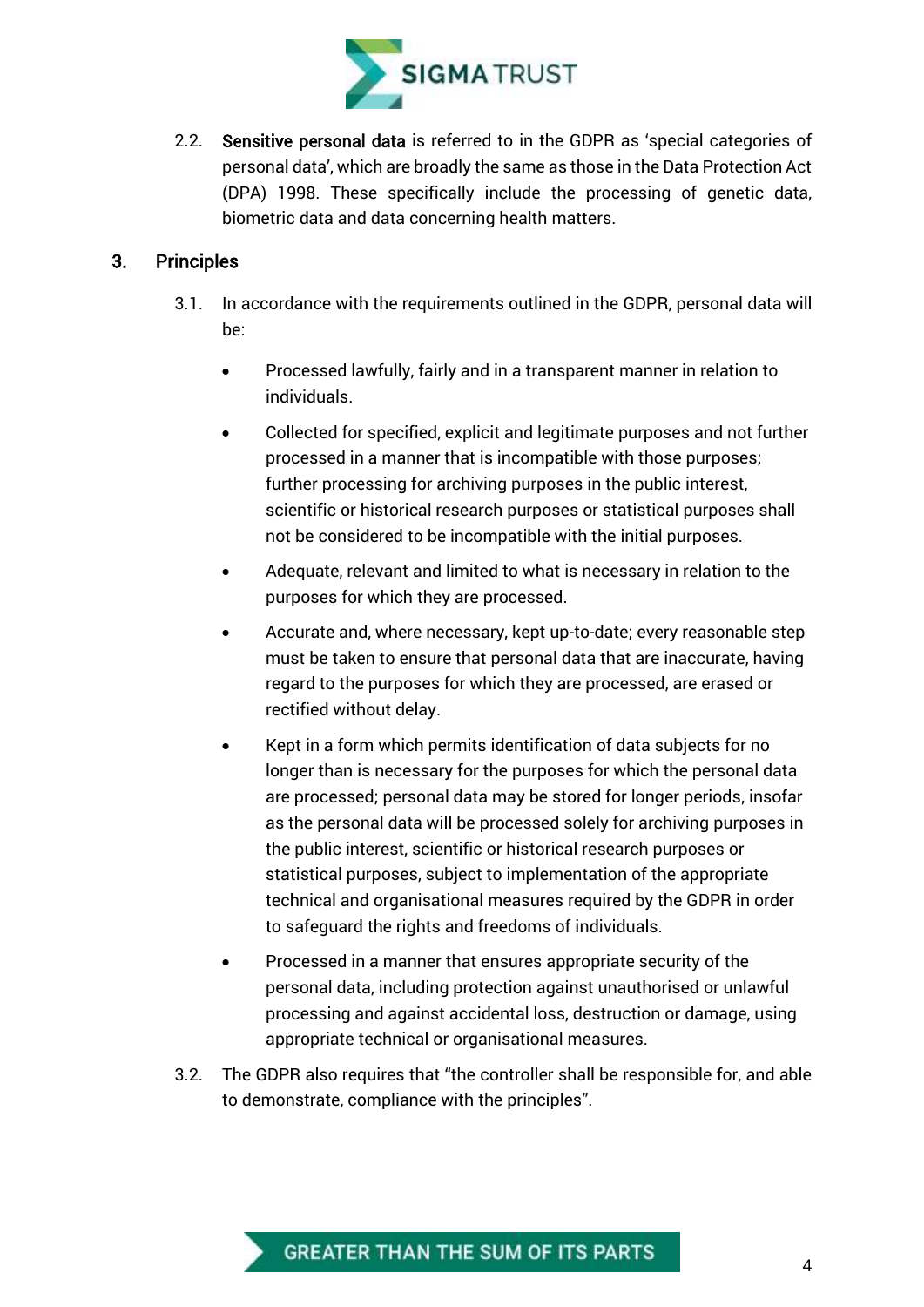2.2. **Sensitive personal data** is referred to in the GDPR as 'special categories of personal data', which are broadly the same as those in the Data Protection Act (DPA) 1998. These specifically include the processing of genetic data, biometric data and data concerning health matters.

## 3. Principles

3.1. In accordance with the requirements outlined in the GDPR, personal data will be:

- Processed lawfully, fairly and in a transparent manner in relation to individuals.
- Collected for specified, explicit and legitimate purposes and not further processed in a manner that is incompatible with those purposes; further processing for archiving purposes in the public interest, scientific or historical research purposes or statistical purposes shall not be considered to be incompatible with the initial purposes.
- Adequate, relevant and limited to what is necessary in relation to the purposes for which they are processed.
- Accurate and, where necessary, kept up-to-date; every reasonable step must be taken to ensure that personal data that are inaccurate, having regard to the purposes for which they are processed, are erased or rectified without delay.
- Kept in a form which permits identification of data subjects for no longer than is necessary for the purposes for which the personal data are processed; personal data may be stored for longer periods, insofar as the personal data will be processed solely for archiving purposes in the public interest, scientific or historical research purposes or statistical purposes, subject to implementation of the appropriate technical and organisational measures required by the GDPR in order to safeguard the rights and freedoms of individuals.
- Processed in a manner that ensures appropriate security of the personal data, including protection against unauthorised or unlawful processing and against accidental loss, destruction or damage, using appropriate technical or organisational measures.

3.2. The GDPR also requires that "the controller shall be responsible for, and able to demonstrate, compliance with the principles".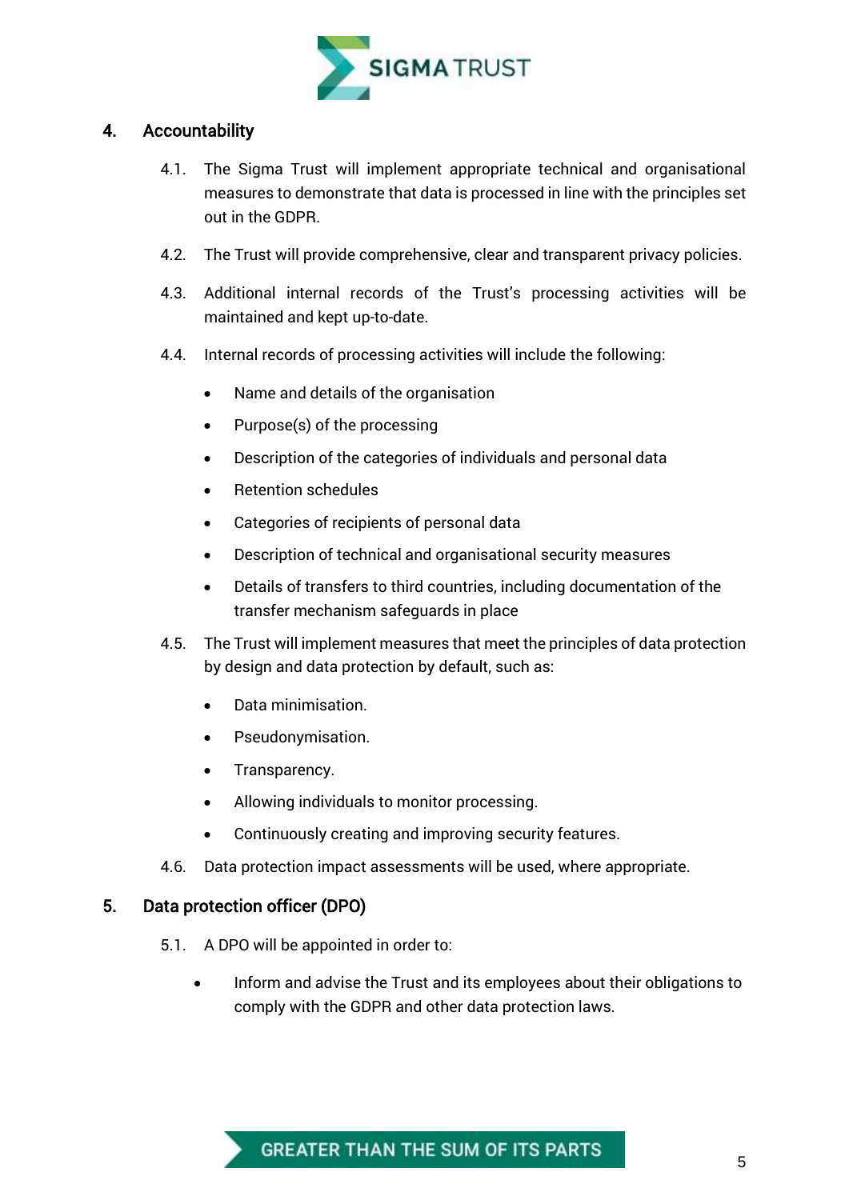## 4. Accountability

4.1. The Sigma Trust will implement appropriate technical and organisational measures to demonstrate that data is processed in line with the principles set out in the GDPR.

4.2. The Trust will provide comprehensive, clear and transparent privacy policies.

4.3. Additional internal records of the Trust's processing activities will be maintained and kept up-to-date.

4.4. Internal records of processing activities will include the following:

- Name and details of the organisation
- Purpose(s) of the processing
- Description of the categories of individuals and personal data
- Retention schedules
- Categories of recipients of personal data
- Description of technical and organisational security measures
- Details of transfers to third countries, including documentation of the transfer mechanism safeguards in place

4.5. The Trust will implement measures that meet the principles of data protection by design and data protection by default, such as:

- Data minimisation.
- Pseudonymisation.
- Transparency.
- Allowing individuals to monitor processing.
- Continuously creating and improving security features.

4.6. Data protection impact assessments will be used, where appropriate.

## 5. Data protection officer (DPO)

5.1. A DPO will be appointed in order to:

- Inform and advise the Trust and its employees about their obligations to comply with the GDPR and other data protection laws.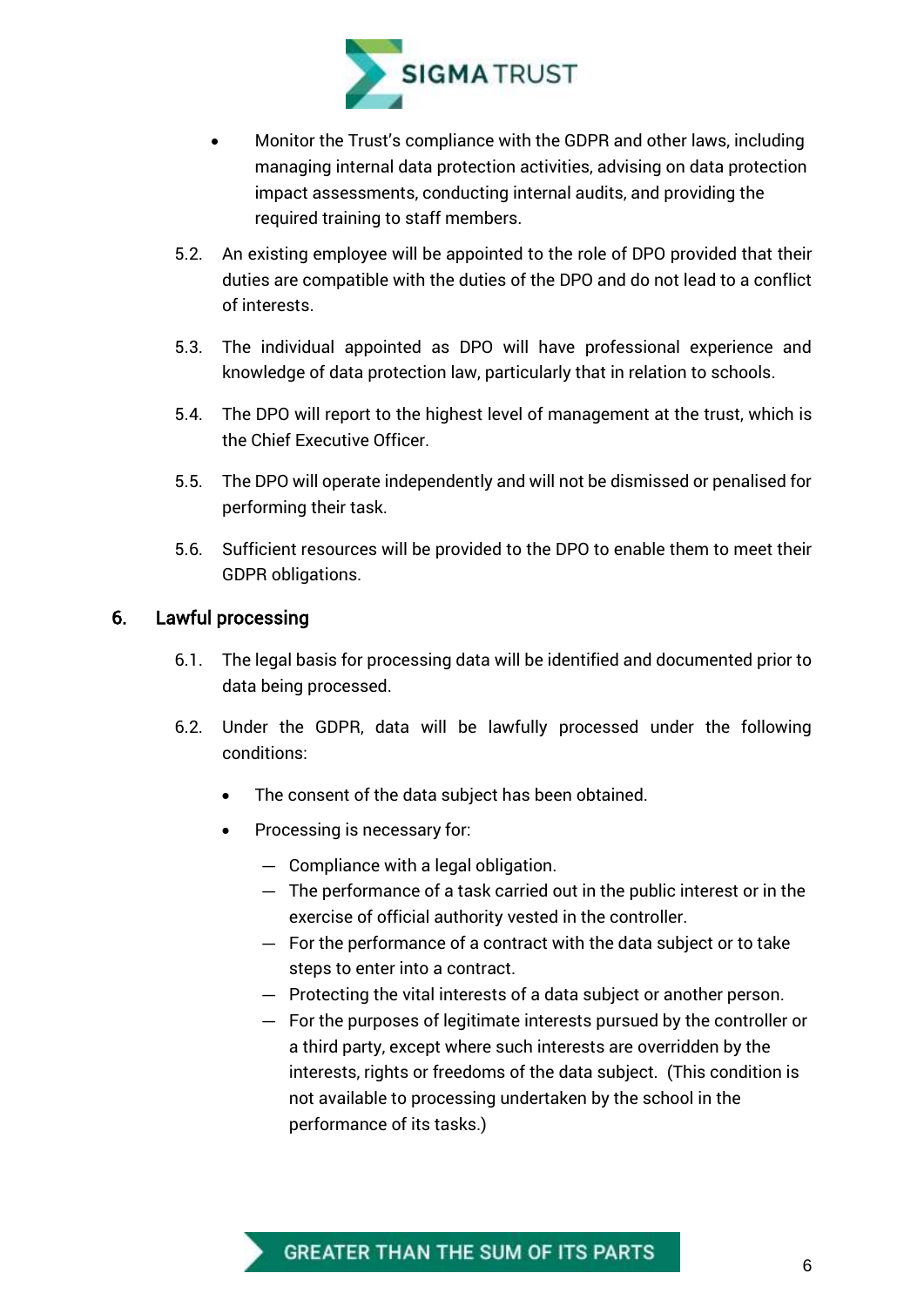- Monitor the Trust's compliance with the GDPR and other laws, including managing internal data protection activities, advising on data protection impact assessments, conducting internal audits, and providing the required training to staff members.

5.2. An existing employee will be appointed to the role of DPO provided that their duties are compatible with the duties of the DPO and do not lead to a conflict of interests.

5.3. The individual appointed as DPO will have professional experience and knowledge of data protection law, particularly that in relation to schools.

5.4. The DPO will report to the highest level of management at the trust, which is the Chief Executive Officer.

5.5. The DPO will operate independently and will not be dismissed or penalised for performing their task.

5.6. Sufficient resources will be provided to the DPO to enable them to meet their GDPR obligations.

## 6. Lawful processing

6.1. The legal basis for processing data will be identified and documented prior to data being processed.

6.2. Under the GDPR, data will be lawfully processed under the following conditions:

- The consent of the data subject has been obtained.
- Processing is necessary for:
  - Compliance with a legal obligation.
  - The performance of a task carried out in the public interest or in the exercise of official authority vested in the controller.
  - For the performance of a contract with the data subject or to take steps to enter into a contract.
  - Protecting the vital interests of a data subject or another person.
  - For the purposes of legitimate interests pursued by the controller or a third party, except where such interests are overridden by the interests, rights or freedoms of the data subject. (This condition is not available to processing undertaken by the school in the performance of its tasks.)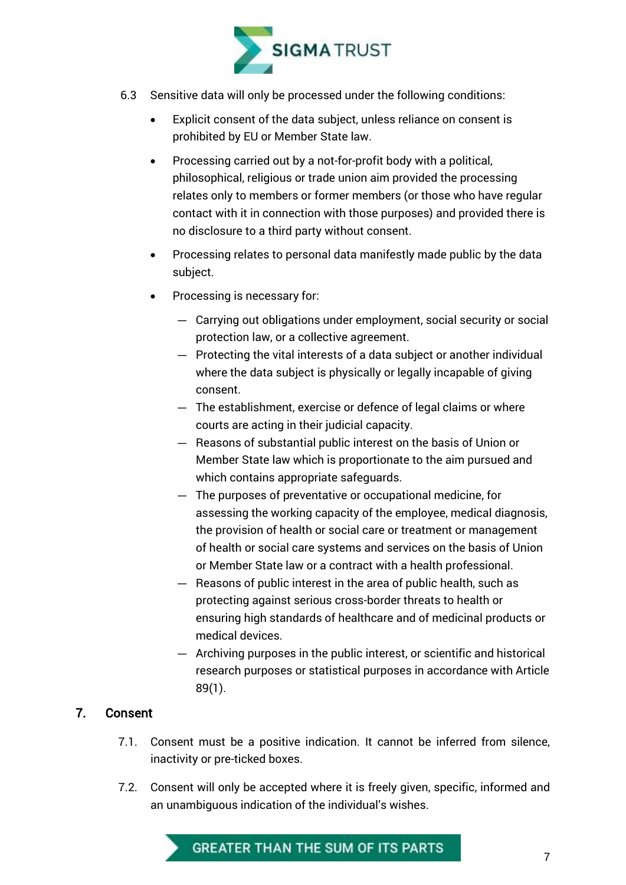6.3 Sensitive data will only be processed under the following conditions:

- Explicit consent of the data subject, unless reliance on consent is prohibited by EU or Member State law.
- Processing carried out by a not-for-profit body with a political, philosophical, religious or trade union aim provided the processing relates only to members or former members (or those who have regular contact with it in connection with those purposes) and provided there is no disclosure to a third party without consent.
- Processing relates to personal data manifestly made public by the data subject.
- Processing is necessary for:
  - Carrying out obligations under employment, social security or social protection law, or a collective agreement.
  - Protecting the vital interests of a data subject or another individual where the data subject is physically or legally incapable of giving consent.
  - The establishment, exercise or defence of legal claims or where courts are acting in their judicial capacity.
  - Reasons of substantial public interest on the basis of Union or Member State law which is proportionate to the aim pursued and which contains appropriate safeguards.
  - The purposes of preventative or occupational medicine, for assessing the working capacity of the employee, medical diagnosis, the provision of health or social care or treatment or management of health or social care systems and services on the basis of Union or Member State law or a contract with a health professional.
  - Reasons of public interest in the area of public health, such as protecting against serious cross-border threats to health or ensuring high standards of healthcare and of medicinal products or medical devices.
  - Archiving purposes in the public interest, or scientific and historical research purposes or statistical purposes in accordance with Article 89(1).

## 7. Consent

7.1. Consent must be a positive indication. It cannot be inferred from silence, inactivity or pre-ticked boxes.

7.2. Consent will only be accepted where it is freely given, specific, informed and an unambiguous indication of the individual's wishes.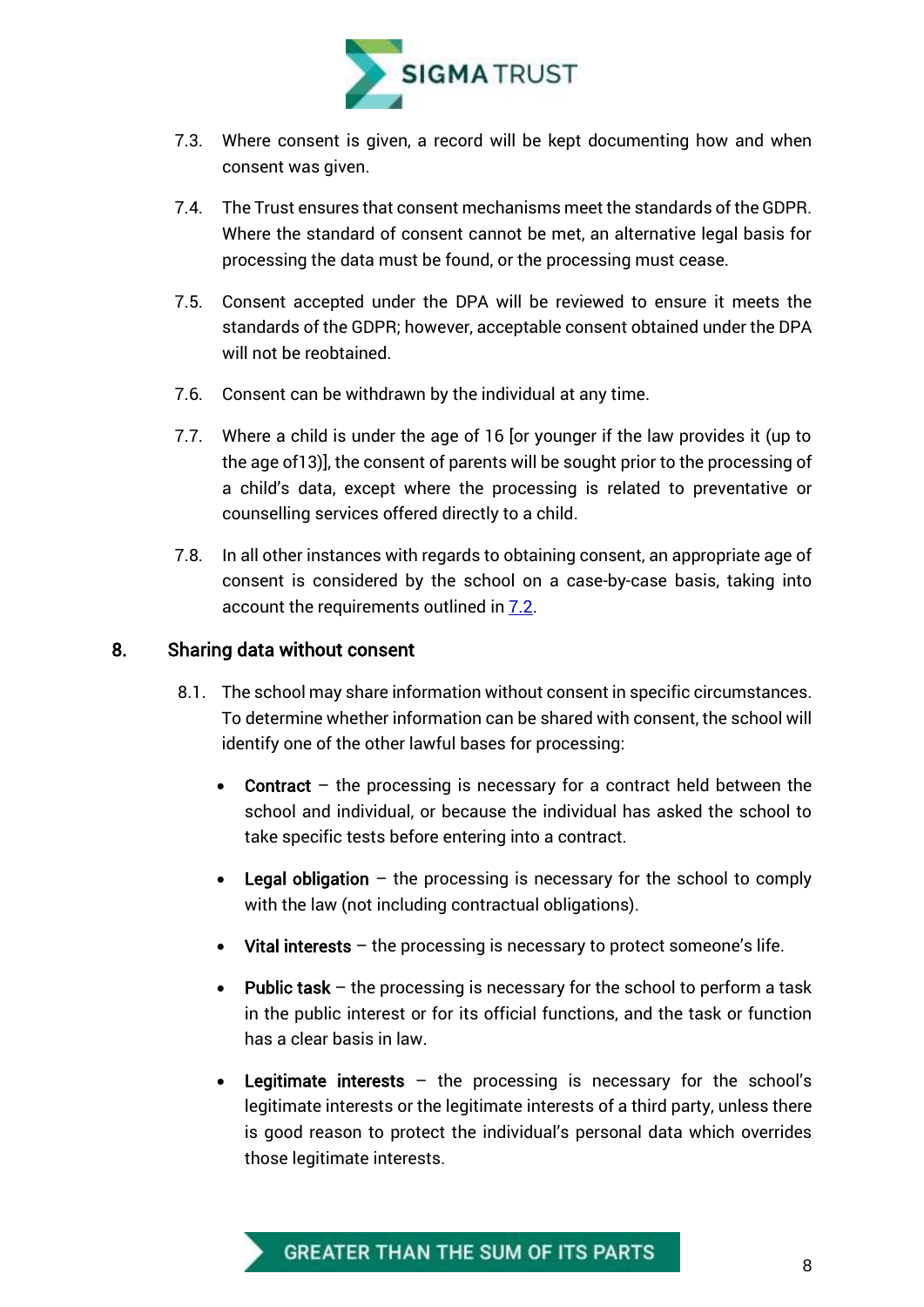7.3. Where consent is given, a record will be kept documenting how and when consent was given.

7.4. The Trust ensures that consent mechanisms meet the standards of the GDPR. Where the standard of consent cannot be met, an alternative legal basis for processing the data must be found, or the processing must cease.

7.5. Consent accepted under the DPA will be reviewed to ensure it meets the standards of the GDPR; however, acceptable consent obtained under the DPA will not be reobtained.

7.6. Consent can be withdrawn by the individual at any time.

7.7. Where a child is under the age of 16 [or younger if the law provides it (up to the age of13)], the consent of parents will be sought prior to the processing of a child's data, except where the processing is related to preventative or counselling services offered directly to a child.

7.8. In all other instances with regards to obtaining consent, an appropriate age of consent is considered by the school on a case-by-case basis, taking into account the requirements outlined in 7.2.

## 8. Sharing data without consent

8.1. The school may share information without consent in specific circumstances. To determine whether information can be shared with consent, the school will identify one of the other lawful bases for processing:

- **Contract** – the processing is necessary for a contract held between the school and individual, or because the individual has asked the school to take specific tests before entering into a contract.
- **Legal obligation** – the processing is necessary for the school to comply with the law (not including contractual obligations).
- **Vital interests** – the processing is necessary to protect someone's life.
- **Public task** – the processing is necessary for the school to perform a task in the public interest or for its official functions, and the task or function has a clear basis in law.
- **Legitimate interests** – the processing is necessary for the school's legitimate interests or the legitimate interests of a third party, unless there is good reason to protect the individual's personal data which overrides those legitimate interests.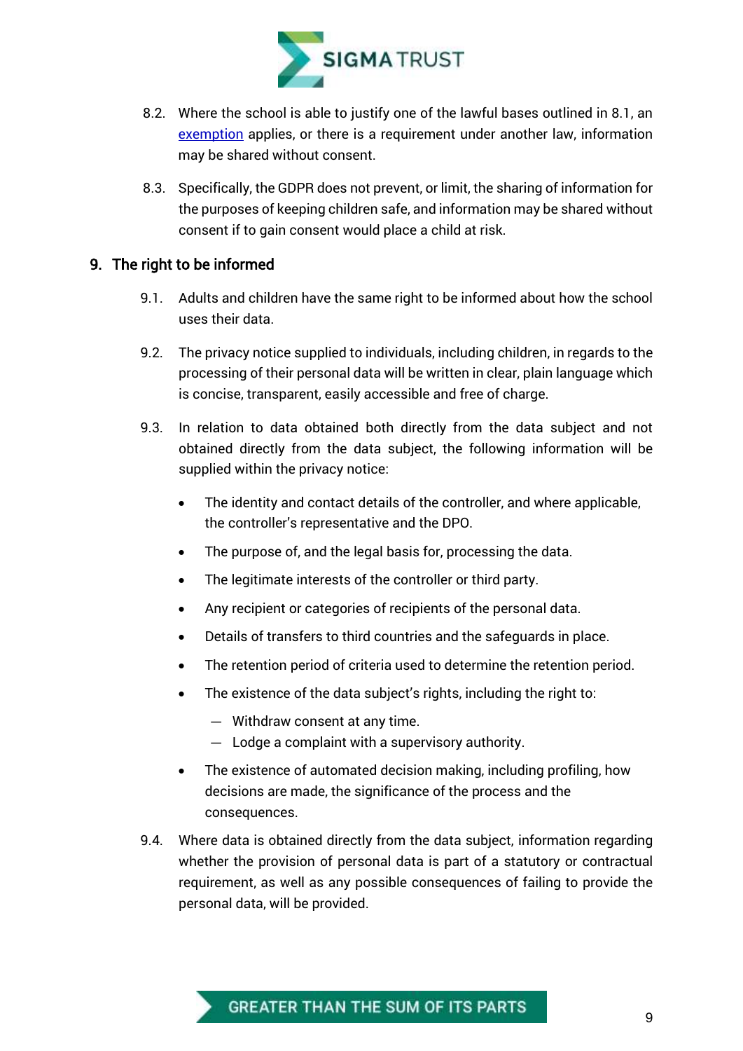8.2. Where the school is able to justify one of the lawful bases outlined in 8.1, an [exemption]() applies, or there is a requirement under another law, information may be shared without consent.

8.3. Specifically, the GDPR does not prevent, or limit, the sharing of information for the purposes of keeping children safe, and information may be shared without consent if to gain consent would place a child at risk.

## 9. The right to be informed

9.1. Adults and children have the same right to be informed about how the school uses their data.

9.2. The privacy notice supplied to individuals, including children, in regards to the processing of their personal data will be written in clear, plain language which is concise, transparent, easily accessible and free of charge.

9.3. In relation to data obtained both directly from the data subject and not obtained directly from the data subject, the following information will be supplied within the privacy notice:

- The identity and contact details of the controller, and where applicable, the controller's representative and the DPO.
- The purpose of, and the legal basis for, processing the data.
- The legitimate interests of the controller or third party.
- Any recipient or categories of recipients of the personal data.
- Details of transfers to third countries and the safeguards in place.
- The retention period of criteria used to determine the retention period.
- The existence of the data subject's rights, including the right to:
  - Withdraw consent at any time.
  - Lodge a complaint with a supervisory authority.
- The existence of automated decision making, including profiling, how decisions are made, the significance of the process and the consequences.

9.4. Where data is obtained directly from the data subject, information regarding whether the provision of personal data is part of a statutory or contractual requirement, as well as any possible consequences of failing to provide the personal data, will be provided.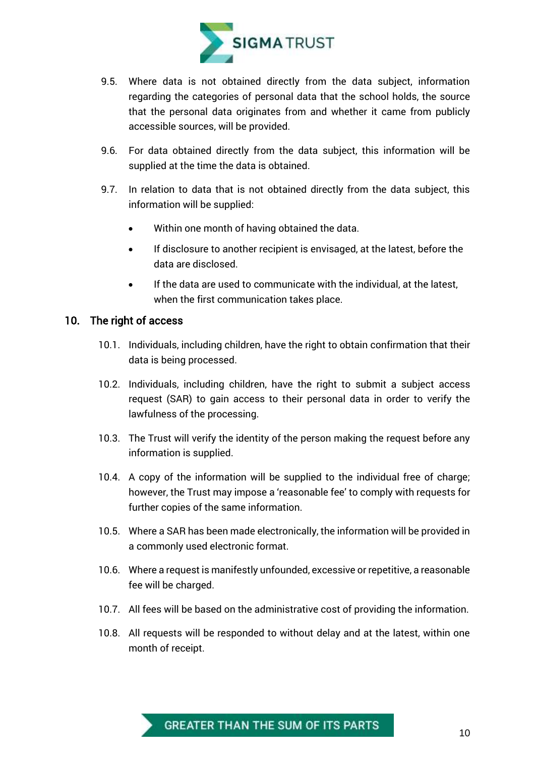9.5. Where data is not obtained directly from the data subject, information regarding the categories of personal data that the school holds, the source that the personal data originates from and whether it came from publicly accessible sources, will be provided.

9.6. For data obtained directly from the data subject, this information will be supplied at the time the data is obtained.

9.7. In relation to data that is not obtained directly from the data subject, this information will be supplied:

- Within one month of having obtained the data.
- If disclosure to another recipient is envisaged, at the latest, before the data are disclosed.
- If the data are used to communicate with the individual, at the latest, when the first communication takes place.

## 10. The right of access

10.1. Individuals, including children, have the right to obtain confirmation that their data is being processed.

10.2. Individuals, including children, have the right to submit a subject access request (SAR) to gain access to their personal data in order to verify the lawfulness of the processing.

10.3. The Trust will verify the identity of the person making the request before any information is supplied.

10.4. A copy of the information will be supplied to the individual free of charge; however, the Trust may impose a 'reasonable fee' to comply with requests for further copies of the same information.

10.5. Where a SAR has been made electronically, the information will be provided in a commonly used electronic format.

10.6. Where a request is manifestly unfounded, excessive or repetitive, a reasonable fee will be charged.

10.7. All fees will be based on the administrative cost of providing the information.

10.8. All requests will be responded to without delay and at the latest, within one month of receipt.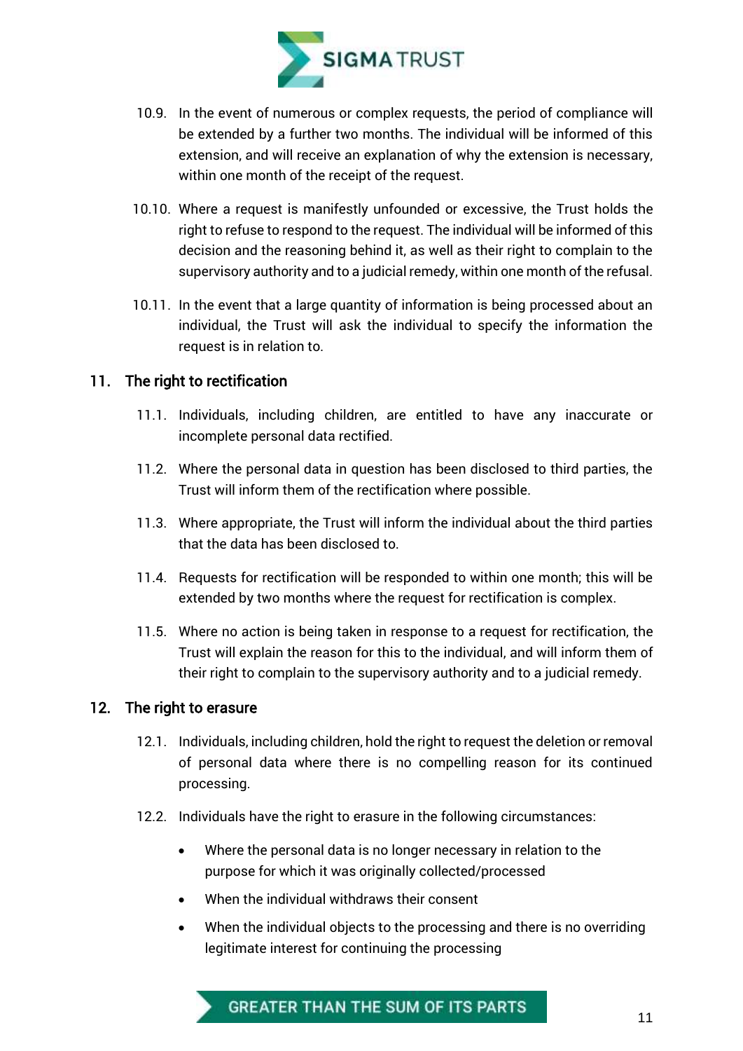10.9. In the event of numerous or complex requests, the period of compliance will be extended by a further two months. The individual will be informed of this extension, and will receive an explanation of why the extension is necessary, within one month of the receipt of the request.

10.10. Where a request is manifestly unfounded or excessive, the Trust holds the right to refuse to respond to the request. The individual will be informed of this decision and the reasoning behind it, as well as their right to complain to the supervisory authority and to a judicial remedy, within one month of the refusal.

10.11. In the event that a large quantity of information is being processed about an individual, the Trust will ask the individual to specify the information the request is in relation to.

## 11. The right to rectification

11.1. Individuals, including children, are entitled to have any inaccurate or incomplete personal data rectified.

11.2. Where the personal data in question has been disclosed to third parties, the Trust will inform them of the rectification where possible.

11.3. Where appropriate, the Trust will inform the individual about the third parties that the data has been disclosed to.

11.4. Requests for rectification will be responded to within one month; this will be extended by two months where the request for rectification is complex.

11.5. Where no action is being taken in response to a request for rectification, the Trust will explain the reason for this to the individual, and will inform them of their right to complain to the supervisory authority and to a judicial remedy.

## 12. The right to erasure

12.1. Individuals, including children, hold the right to request the deletion or removal of personal data where there is no compelling reason for its continued processing.

12.2. Individuals have the right to erasure in the following circumstances:

- Where the personal data is no longer necessary in relation to the purpose for which it was originally collected/processed
- When the individual withdraws their consent
- When the individual objects to the processing and there is no overriding legitimate interest for continuing the processing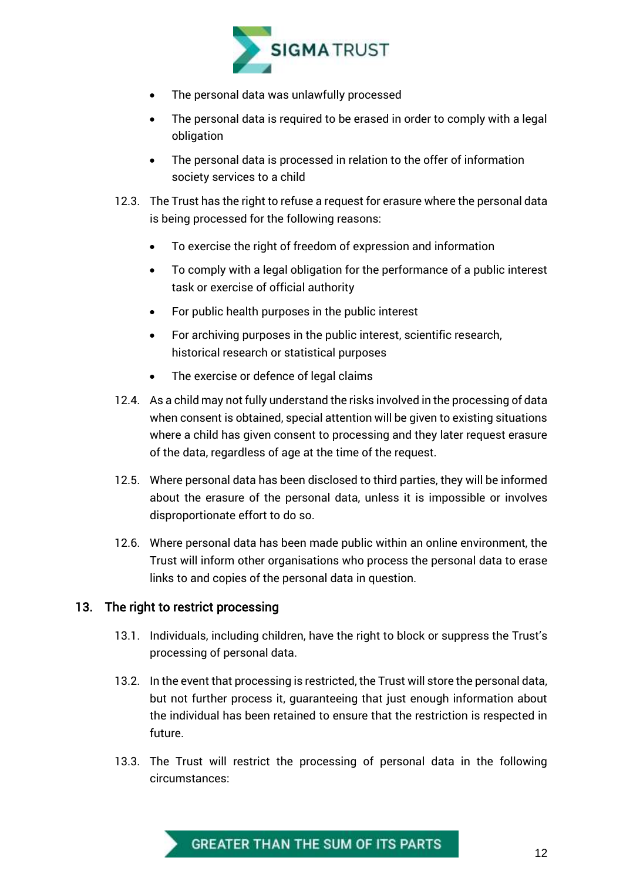- The personal data was unlawfully processed
- The personal data is required to be erased in order to comply with a legal obligation
- The personal data is processed in relation to the offer of information society services to a child

12.3. The Trust has the right to refuse a request for erasure where the personal data is being processed for the following reasons:

- To exercise the right of freedom of expression and information
- To comply with a legal obligation for the performance of a public interest task or exercise of official authority
- For public health purposes in the public interest
- For archiving purposes in the public interest, scientific research, historical research or statistical purposes
- The exercise or defence of legal claims

12.4. As a child may not fully understand the risks involved in the processing of data when consent is obtained, special attention will be given to existing situations where a child has given consent to processing and they later request erasure of the data, regardless of age at the time of the request.

12.5. Where personal data has been disclosed to third parties, they will be informed about the erasure of the personal data, unless it is impossible or involves disproportionate effort to do so.

12.6. Where personal data has been made public within an online environment, the Trust will inform other organisations who process the personal data to erase links to and copies of the personal data in question.

## 13. The right to restrict processing

13.1. Individuals, including children, have the right to block or suppress the Trust's processing of personal data.

13.2. In the event that processing is restricted, the Trust will store the personal data, but not further process it, guaranteeing that just enough information about the individual has been retained to ensure that the restriction is respected in future.

13.3. The Trust will restrict the processing of personal data in the following circumstances: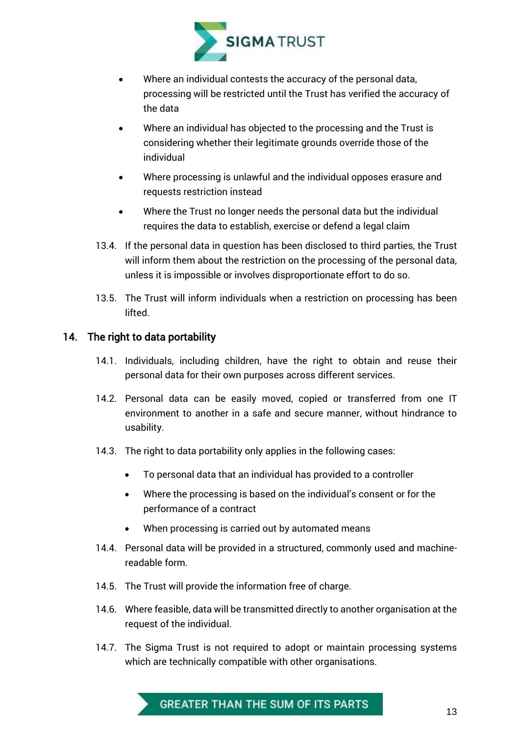- Where an individual contests the accuracy of the personal data, processing will be restricted until the Trust has verified the accuracy of the data
- Where an individual has objected to the processing and the Trust is considering whether their legitimate grounds override those of the individual
- Where processing is unlawful and the individual opposes erasure and requests restriction instead
- Where the Trust no longer needs the personal data but the individual requires the data to establish, exercise or defend a legal claim

13.4. If the personal data in question has been disclosed to third parties, the Trust will inform them about the restriction on the processing of the personal data, unless it is impossible or involves disproportionate effort to do so.

13.5. The Trust will inform individuals when a restriction on processing has been lifted.

## 14. The right to data portability

14.1. Individuals, including children, have the right to obtain and reuse their personal data for their own purposes across different services.

14.2. Personal data can be easily moved, copied or transferred from one IT environment to another in a safe and secure manner, without hindrance to usability.

14.3. The right to data portability only applies in the following cases:

- To personal data that an individual has provided to a controller
- Where the processing is based on the individual's consent or for the performance of a contract
- When processing is carried out by automated means

14.4. Personal data will be provided in a structured, commonly used and machine-readable form.

14.5. The Trust will provide the information free of charge.

14.6. Where feasible, data will be transmitted directly to another organisation at the request of the individual.

14.7. The Sigma Trust is not required to adopt or maintain processing systems which are technically compatible with other organisations.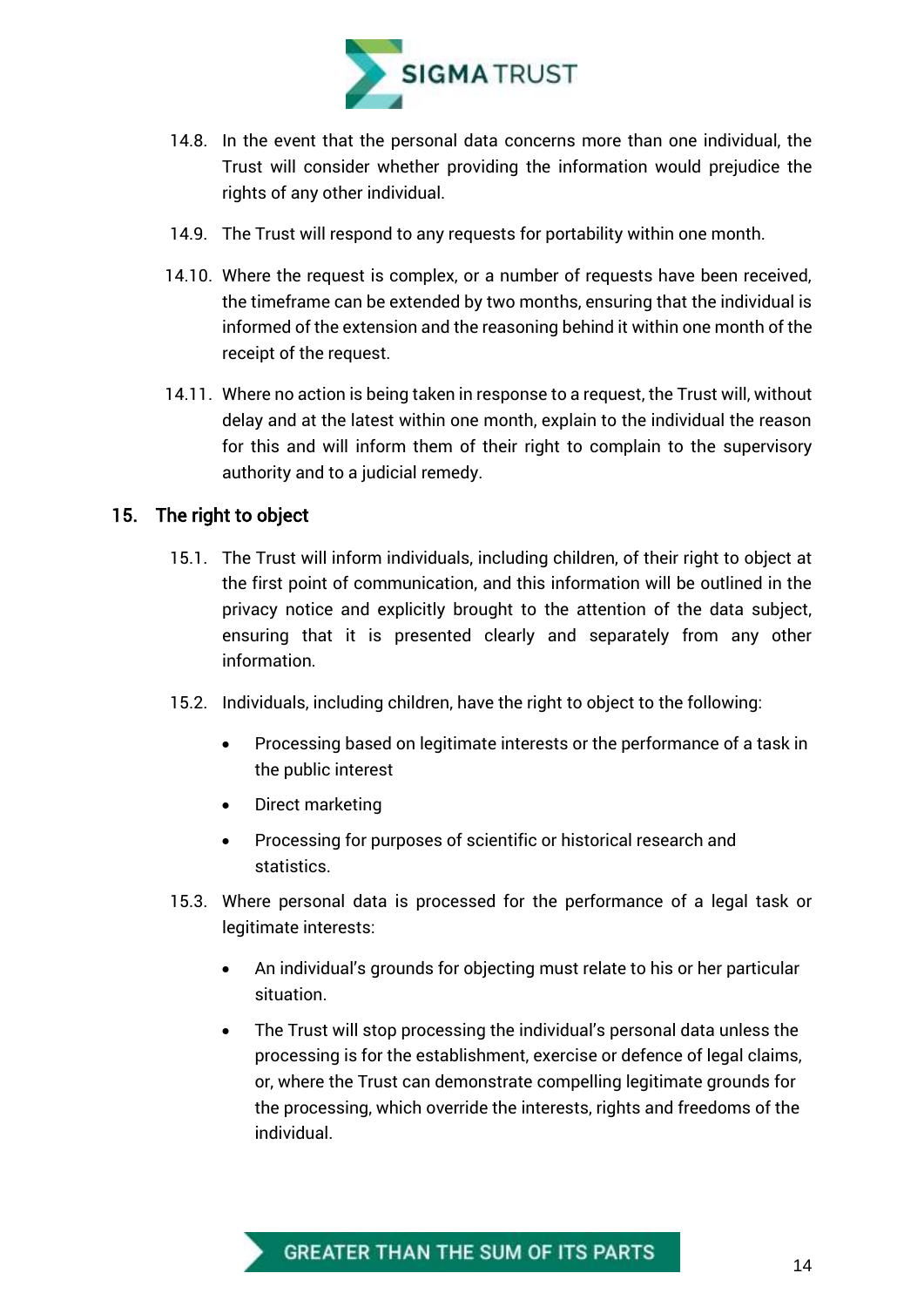14.8. In the event that the personal data concerns more than one individual, the Trust will consider whether providing the information would prejudice the rights of any other individual.

14.9. The Trust will respond to any requests for portability within one month.

14.10. Where the request is complex, or a number of requests have been received, the timeframe can be extended by two months, ensuring that the individual is informed of the extension and the reasoning behind it within one month of the receipt of the request.

14.11. Where no action is being taken in response to a request, the Trust will, without delay and at the latest within one month, explain to the individual the reason for this and will inform them of their right to complain to the supervisory authority and to a judicial remedy.

## 15. The right to object

15.1. The Trust will inform individuals, including children, of their right to object at the first point of communication, and this information will be outlined in the privacy notice and explicitly brought to the attention of the data subject, ensuring that it is presented clearly and separately from any other information.

15.2. Individuals, including children, have the right to object to the following:

- Processing based on legitimate interests or the performance of a task in the public interest
- Direct marketing
- Processing for purposes of scientific or historical research and statistics.

15.3. Where personal data is processed for the performance of a legal task or legitimate interests:

- An individual's grounds for objecting must relate to his or her particular situation.
- The Trust will stop processing the individual's personal data unless the processing is for the establishment, exercise or defence of legal claims, or, where the Trust can demonstrate compelling legitimate grounds for the processing, which override the interests, rights and freedoms of the individual.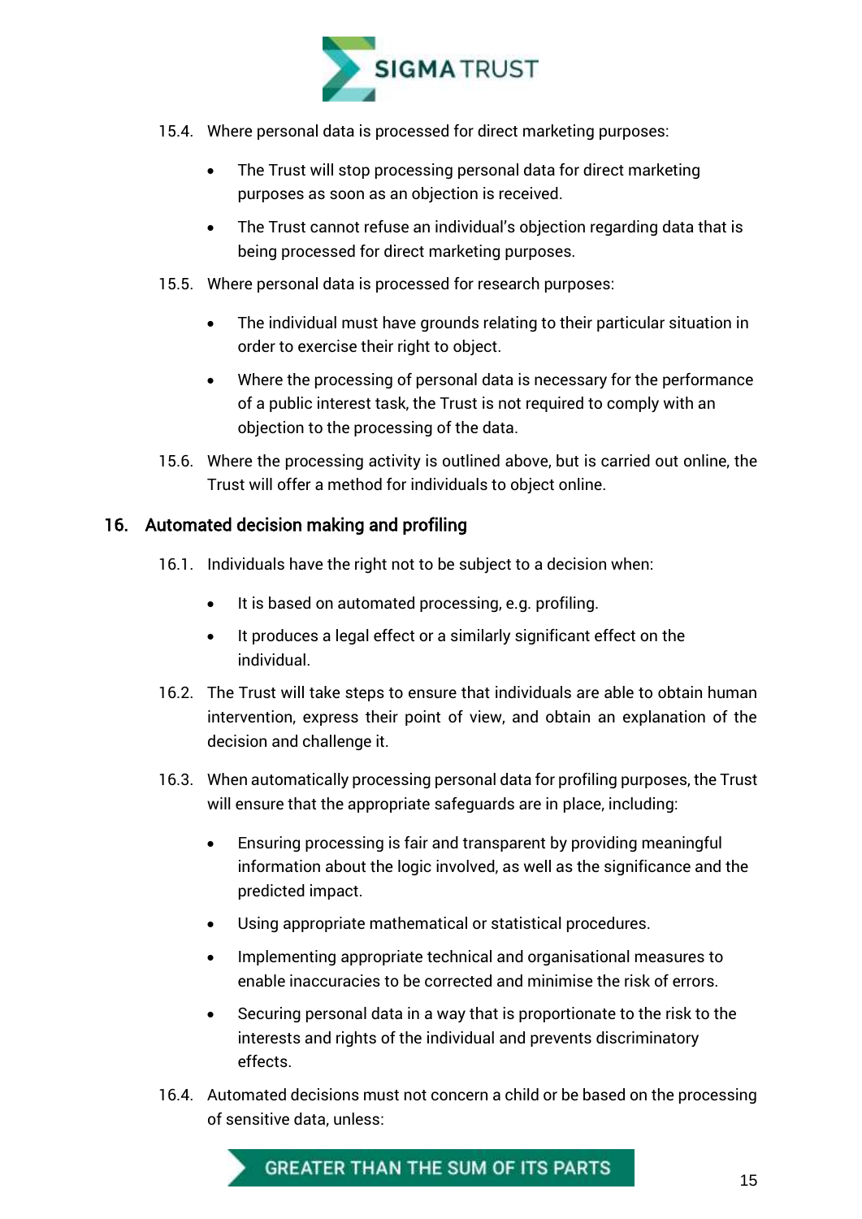15.4. Where personal data is processed for direct marketing purposes:

- The Trust will stop processing personal data for direct marketing purposes as soon as an objection is received.
- The Trust cannot refuse an individual's objection regarding data that is being processed for direct marketing purposes.

15.5. Where personal data is processed for research purposes:

- The individual must have grounds relating to their particular situation in order to exercise their right to object.
- Where the processing of personal data is necessary for the performance of a public interest task, the Trust is not required to comply with an objection to the processing of the data.

15.6. Where the processing activity is outlined above, but is carried out online, the Trust will offer a method for individuals to object online.

## 16. Automated decision making and profiling

16.1. Individuals have the right not to be subject to a decision when:

- It is based on automated processing, e.g. profiling.
- It produces a legal effect or a similarly significant effect on the individual.

16.2. The Trust will take steps to ensure that individuals are able to obtain human intervention, express their point of view, and obtain an explanation of the decision and challenge it.

16.3. When automatically processing personal data for profiling purposes, the Trust will ensure that the appropriate safeguards are in place, including:

- Ensuring processing is fair and transparent by providing meaningful information about the logic involved, as well as the significance and the predicted impact.
- Using appropriate mathematical or statistical procedures.
- Implementing appropriate technical and organisational measures to enable inaccuracies to be corrected and minimise the risk of errors.
- Securing personal data in a way that is proportionate to the risk to the interests and rights of the individual and prevents discriminatory effects.

16.4. Automated decisions must not concern a child or be based on the processing of sensitive data, unless: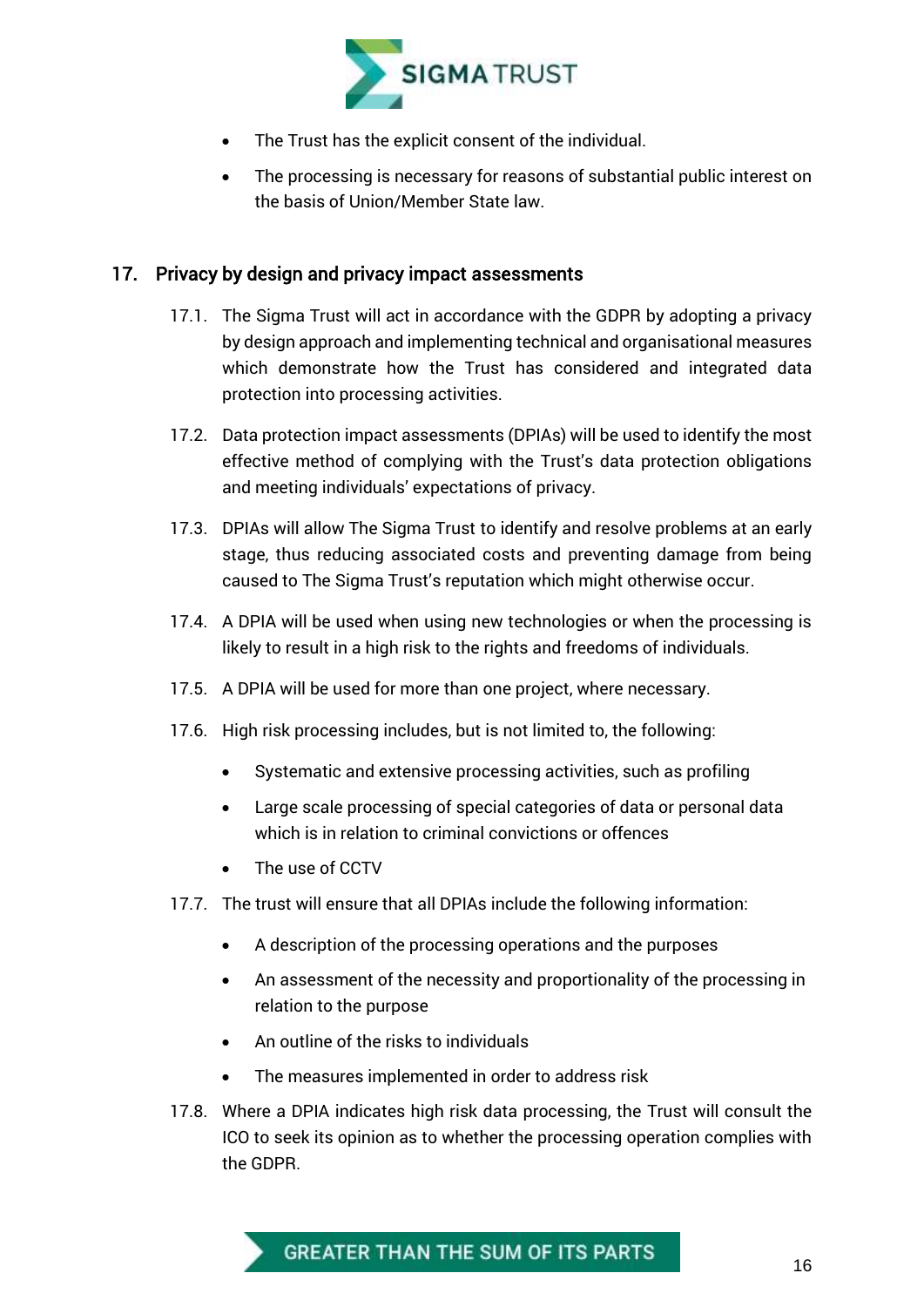- The Trust has the explicit consent of the individual.
- The processing is necessary for reasons of substantial public interest on the basis of Union/Member State law.

## 17. Privacy by design and privacy impact assessments

17.1. The Sigma Trust will act in accordance with the GDPR by adopting a privacy by design approach and implementing technical and organisational measures which demonstrate how the Trust has considered and integrated data protection into processing activities.

17.2. Data protection impact assessments (DPIAs) will be used to identify the most effective method of complying with the Trust's data protection obligations and meeting individuals' expectations of privacy.

17.3. DPIAs will allow The Sigma Trust to identify and resolve problems at an early stage, thus reducing associated costs and preventing damage from being caused to The Sigma Trust's reputation which might otherwise occur.

17.4. A DPIA will be used when using new technologies or when the processing is likely to result in a high risk to the rights and freedoms of individuals.

17.5. A DPIA will be used for more than one project, where necessary.

17.6. High risk processing includes, but is not limited to, the following:

- Systematic and extensive processing activities, such as profiling
- Large scale processing of special categories of data or personal data which is in relation to criminal convictions or offences
- The use of CCTV

17.7. The trust will ensure that all DPIAs include the following information:

- A description of the processing operations and the purposes
- An assessment of the necessity and proportionality of the processing in relation to the purpose
- An outline of the risks to individuals
- The measures implemented in order to address risk

17.8. Where a DPIA indicates high risk data processing, the Trust will consult the ICO to seek its opinion as to whether the processing operation complies with the GDPR.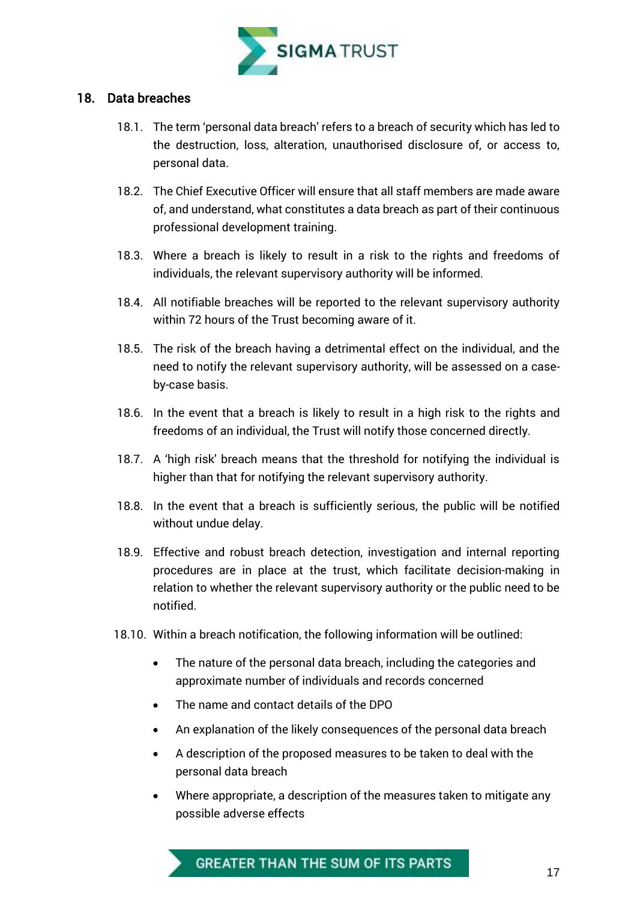## 18. Data breaches

18.1. The term 'personal data breach' refers to a breach of security which has led to the destruction, loss, alteration, unauthorised disclosure of, or access to, personal data.

18.2. The Chief Executive Officer will ensure that all staff members are made aware of, and understand, what constitutes a data breach as part of their continuous professional development training.

18.3. Where a breach is likely to result in a risk to the rights and freedoms of individuals, the relevant supervisory authority will be informed.

18.4. All notifiable breaches will be reported to the relevant supervisory authority within 72 hours of the Trust becoming aware of it.

18.5. The risk of the breach having a detrimental effect on the individual, and the need to notify the relevant supervisory authority, will be assessed on a case-by-case basis.

18.6. In the event that a breach is likely to result in a high risk to the rights and freedoms of an individual, the Trust will notify those concerned directly.

18.7. A 'high risk' breach means that the threshold for notifying the individual is higher than that for notifying the relevant supervisory authority.

18.8. In the event that a breach is sufficiently serious, the public will be notified without undue delay.

18.9. Effective and robust breach detection, investigation and internal reporting procedures are in place at the trust, which facilitate decision-making in relation to whether the relevant supervisory authority or the public need to be notified.

18.10. Within a breach notification, the following information will be outlined:

- The nature of the personal data breach, including the categories and approximate number of individuals and records concerned
- The name and contact details of the DPO
- An explanation of the likely consequences of the personal data breach
- A description of the proposed measures to be taken to deal with the personal data breach
- Where appropriate, a description of the measures taken to mitigate any possible adverse effects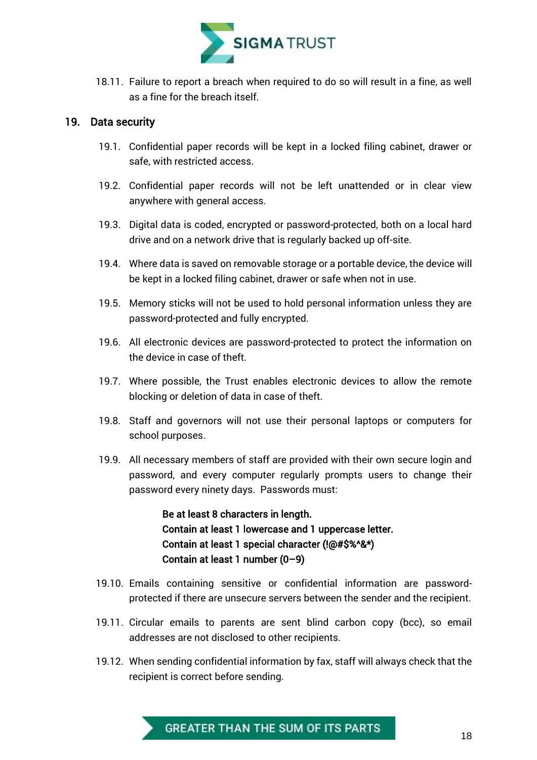18.11. Failure to report a breach when required to do so will result in a fine, as well as a fine for the breach itself.

## 19. Data security

19.1. Confidential paper records will be kept in a locked filing cabinet, drawer or safe, with restricted access.

19.2. Confidential paper records will not be left unattended or in clear view anywhere with general access.

19.3. Digital data is coded, encrypted or password-protected, both on a local hard drive and on a network drive that is regularly backed up off-site.

19.4. Where data is saved on removable storage or a portable device, the device will be kept in a locked filing cabinet, drawer or safe when not in use.

19.5. Memory sticks will not be used to hold personal information unless they are password-protected and fully encrypted.

19.6. All electronic devices are password-protected to protect the information on the device in case of theft.

19.7. Where possible, the Trust enables electronic devices to allow the remote blocking or deletion of data in case of theft.

19.8. Staff and governors will not use their personal laptops or computers for school purposes.

19.9. All necessary members of staff are provided with their own secure login and password, and every computer regularly prompts users to change their password every ninety days. Passwords must:

> **Be at least 8 characters in length.**
> **Contain at least 1 lowercase and 1 uppercase letter.**
> **Contain at least 1 special character (!@#$%^&*)**
> **Contain at least 1 number (0–9)**

19.10. Emails containing sensitive or confidential information are password-protected if there are unsecure servers between the sender and the recipient.

19.11. Circular emails to parents are sent blind carbon copy (bcc), so email addresses are not disclosed to other recipients.

19.12. When sending confidential information by fax, staff will always check that the recipient is correct before sending.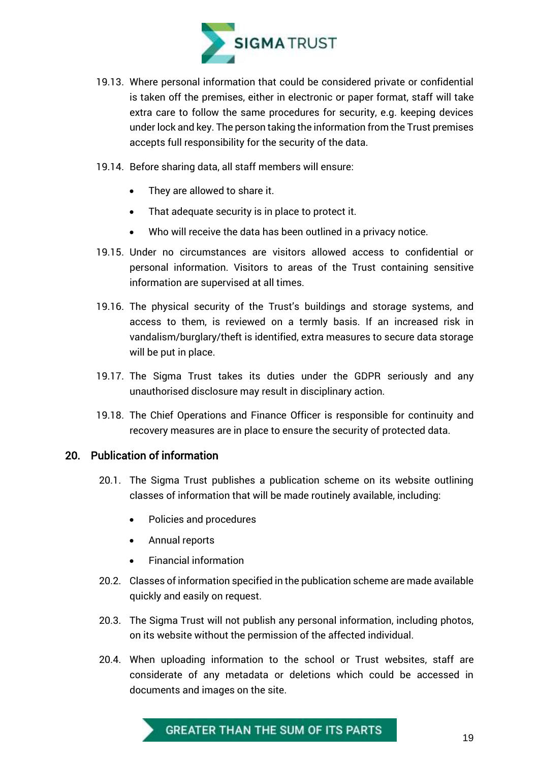19.13. Where personal information that could be considered private or confidential is taken off the premises, either in electronic or paper format, staff will take extra care to follow the same procedures for security, e.g. keeping devices under lock and key. The person taking the information from the Trust premises accepts full responsibility for the security of the data.

19.14. Before sharing data, all staff members will ensure:

- They are allowed to share it.
- That adequate security is in place to protect it.
- Who will receive the data has been outlined in a privacy notice.

19.15. Under no circumstances are visitors allowed access to confidential or personal information. Visitors to areas of the Trust containing sensitive information are supervised at all times.

19.16. The physical security of the Trust's buildings and storage systems, and access to them, is reviewed on a termly basis. If an increased risk in vandalism/burglary/theft is identified, extra measures to secure data storage will be put in place.

19.17. The Sigma Trust takes its duties under the GDPR seriously and any unauthorised disclosure may result in disciplinary action.

19.18. The Chief Operations and Finance Officer is responsible for continuity and recovery measures are in place to ensure the security of protected data.

## 20. Publication of information

20.1. The Sigma Trust publishes a publication scheme on its website outlining classes of information that will be made routinely available, including:

- Policies and procedures
- Annual reports
- Financial information

20.2. Classes of information specified in the publication scheme are made available quickly and easily on request.

20.3. The Sigma Trust will not publish any personal information, including photos, on its website without the permission of the affected individual.

20.4. When uploading information to the school or Trust websites, staff are considerate of any metadata or deletions which could be accessed in documents and images on the site.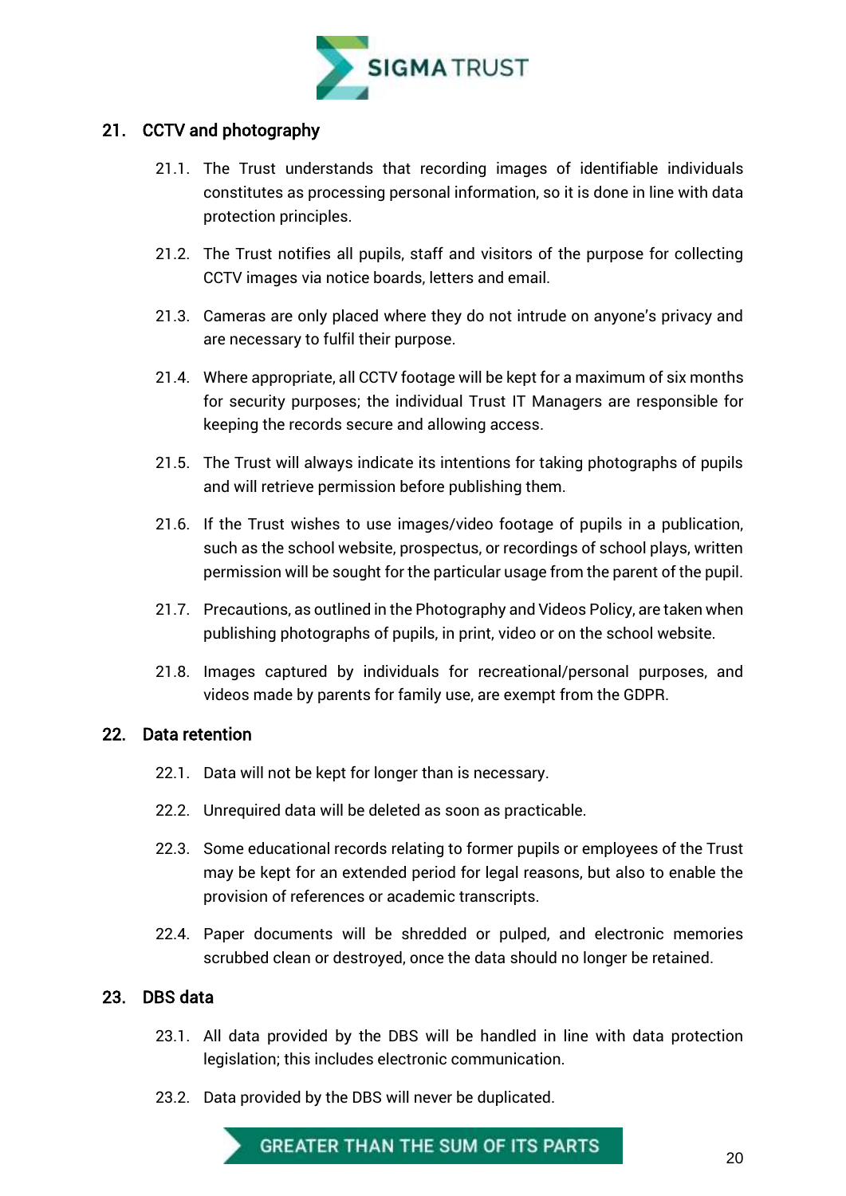## 21. CCTV and photography

21.1. The Trust understands that recording images of identifiable individuals constitutes as processing personal information, so it is done in line with data protection principles.

21.2. The Trust notifies all pupils, staff and visitors of the purpose for collecting CCTV images via notice boards, letters and email.

21.3. Cameras are only placed where they do not intrude on anyone's privacy and are necessary to fulfil their purpose.

21.4. Where appropriate, all CCTV footage will be kept for a maximum of six months for security purposes; the individual Trust IT Managers are responsible for keeping the records secure and allowing access.

21.5. The Trust will always indicate its intentions for taking photographs of pupils and will retrieve permission before publishing them.

21.6. If the Trust wishes to use images/video footage of pupils in a publication, such as the school website, prospectus, or recordings of school plays, written permission will be sought for the particular usage from the parent of the pupil.

21.7. Precautions, as outlined in the Photography and Videos Policy, are taken when publishing photographs of pupils, in print, video or on the school website.

21.8. Images captured by individuals for recreational/personal purposes, and videos made by parents for family use, are exempt from the GDPR.

## 22. Data retention

22.1. Data will not be kept for longer than is necessary.

22.2. Unrequired data will be deleted as soon as practicable.

22.3. Some educational records relating to former pupils or employees of the Trust may be kept for an extended period for legal reasons, but also to enable the provision of references or academic transcripts.

22.4. Paper documents will be shredded or pulped, and electronic memories scrubbed clean or destroyed, once the data should no longer be retained.

## 23. DBS data

23.1. All data provided by the DBS will be handled in line with data protection legislation; this includes electronic communication.

23.2. Data provided by the DBS will never be duplicated.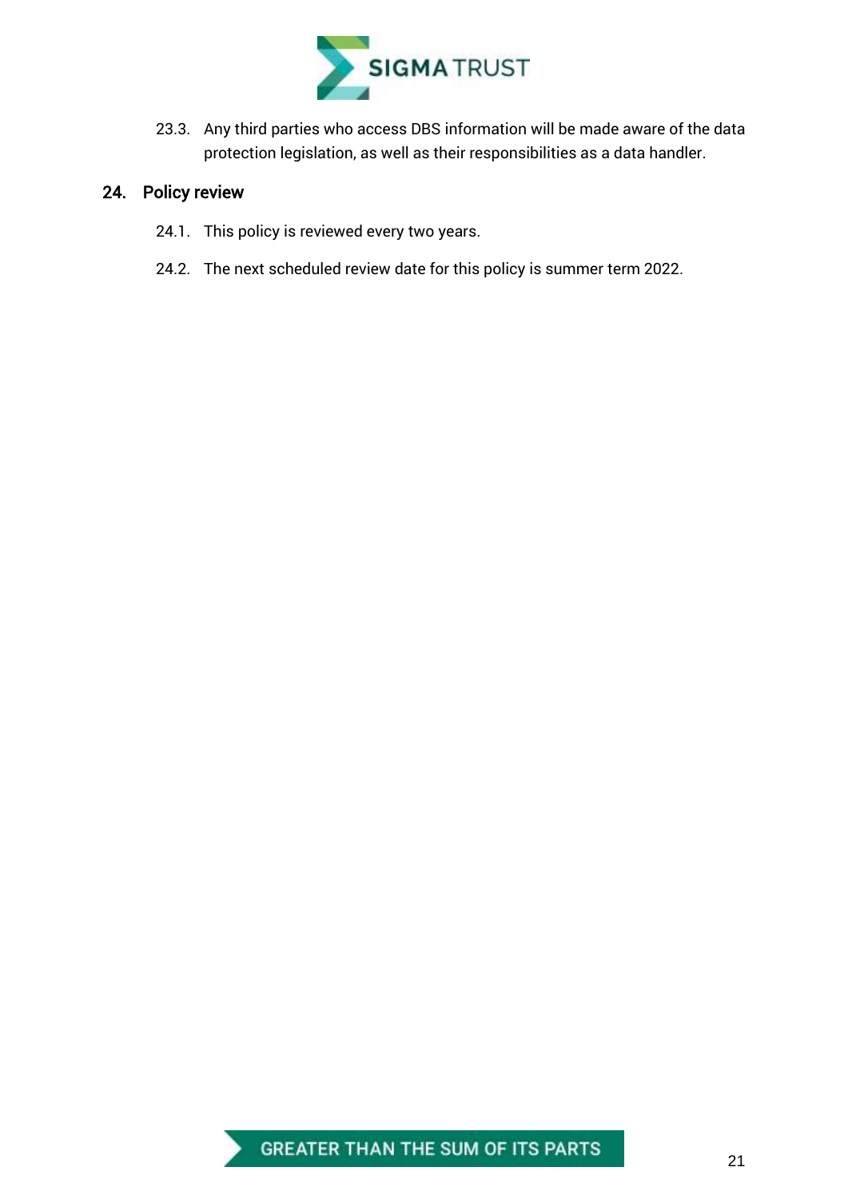23.3. Any third parties who access DBS information will be made aware of the data protection legislation, as well as their responsibilities as a data handler.

## 24. Policy review

24.1. This policy is reviewed every two years.

24.2. The next scheduled review date for this policy is summer term 2022.